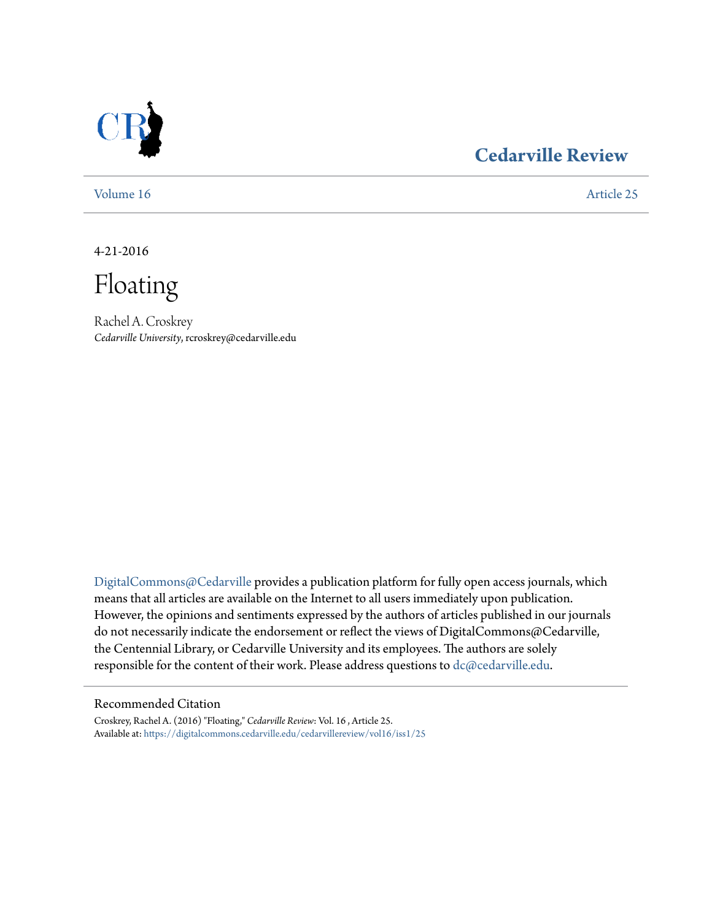# Cedarville Review

Volume 16 Article 25

4-21-2016

# Floating

Rachel A. Croskrey
*Cedarville University*, rcroskrey@cedarville.edu

DigitalCommons@Cedarville provides a publication platform for fully open access journals, which means that all articles are available on the Internet to all users immediately upon publication. However, the opinions and sentiments expressed by the authors of articles published in our journals do not necessarily indicate the endorsement or reflect the views of DigitalCommons@Cedarville, the Centennial Library, or Cedarville University and its employees. The authors are solely responsible for the content of their work. Please address questions to dc@cedarville.edu.

## Recommended Citation

Croskrey, Rachel A. (2016) "Floating," *Cedarville Review*: Vol. 16 , Article 25.
Available at: https://digitalcommons.cedarville.edu/cedarvillereview/vol16/iss1/25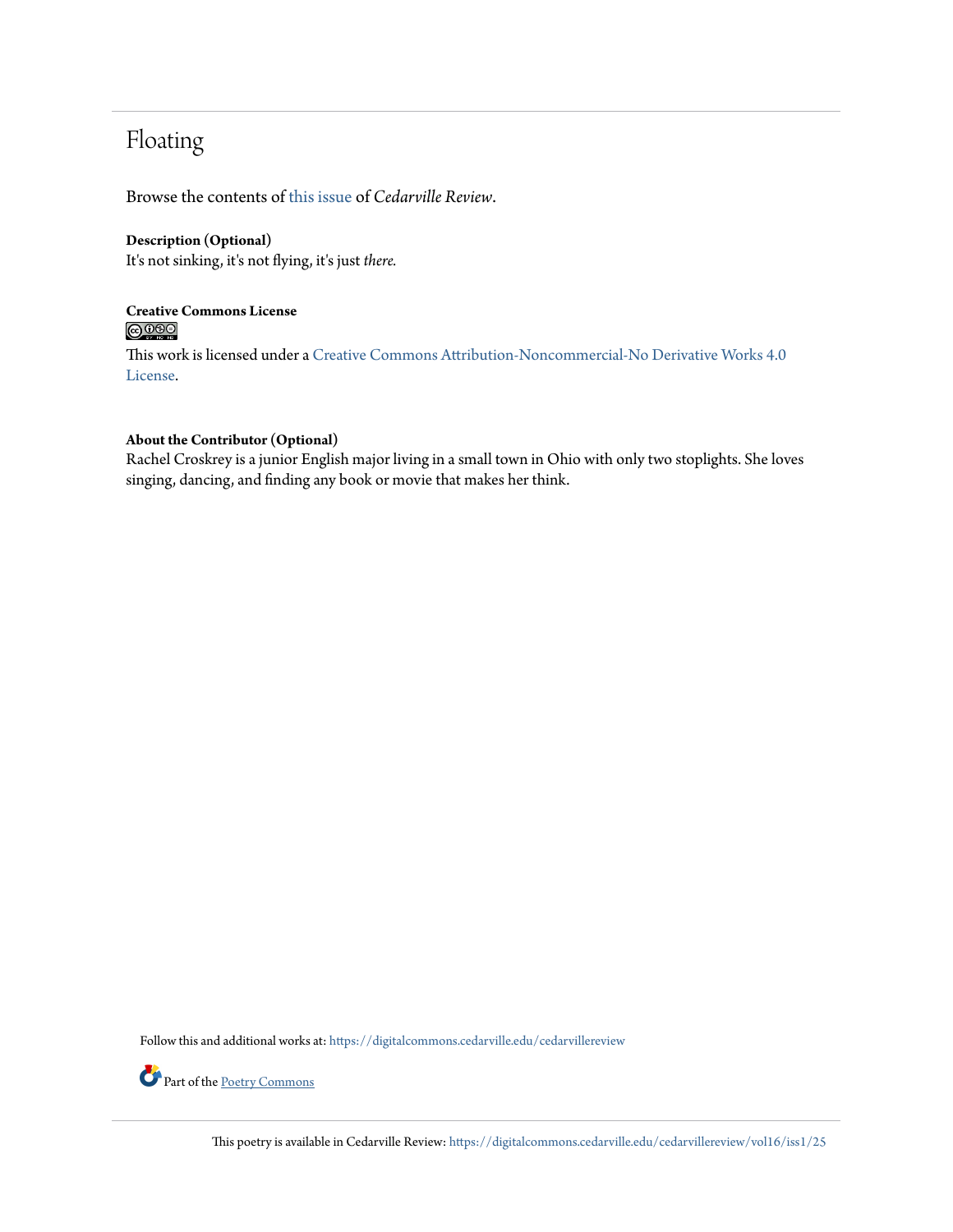# Floating

Browse the contents of this issue of *Cedarville Review*.

**Description (Optional)**
It's not sinking, it's not flying, it's just *there.*

**Creative Commons License**

This work is licensed under a Creative Commons Attribution-Noncommercial-No Derivative Works 4.0 License.

**About the Contributor (Optional)**
Rachel Croskrey is a junior English major living in a small town in Ohio with only two stoplights. She loves singing, dancing, and finding any book or movie that makes her think.

Follow this and additional works at: https://digitalcommons.cedarville.edu/cedarvillereview

Part of the Poetry Commons

This poetry is available in Cedarville Review: https://digitalcommons.cedarville.edu/cedarvillereview/vol16/iss1/25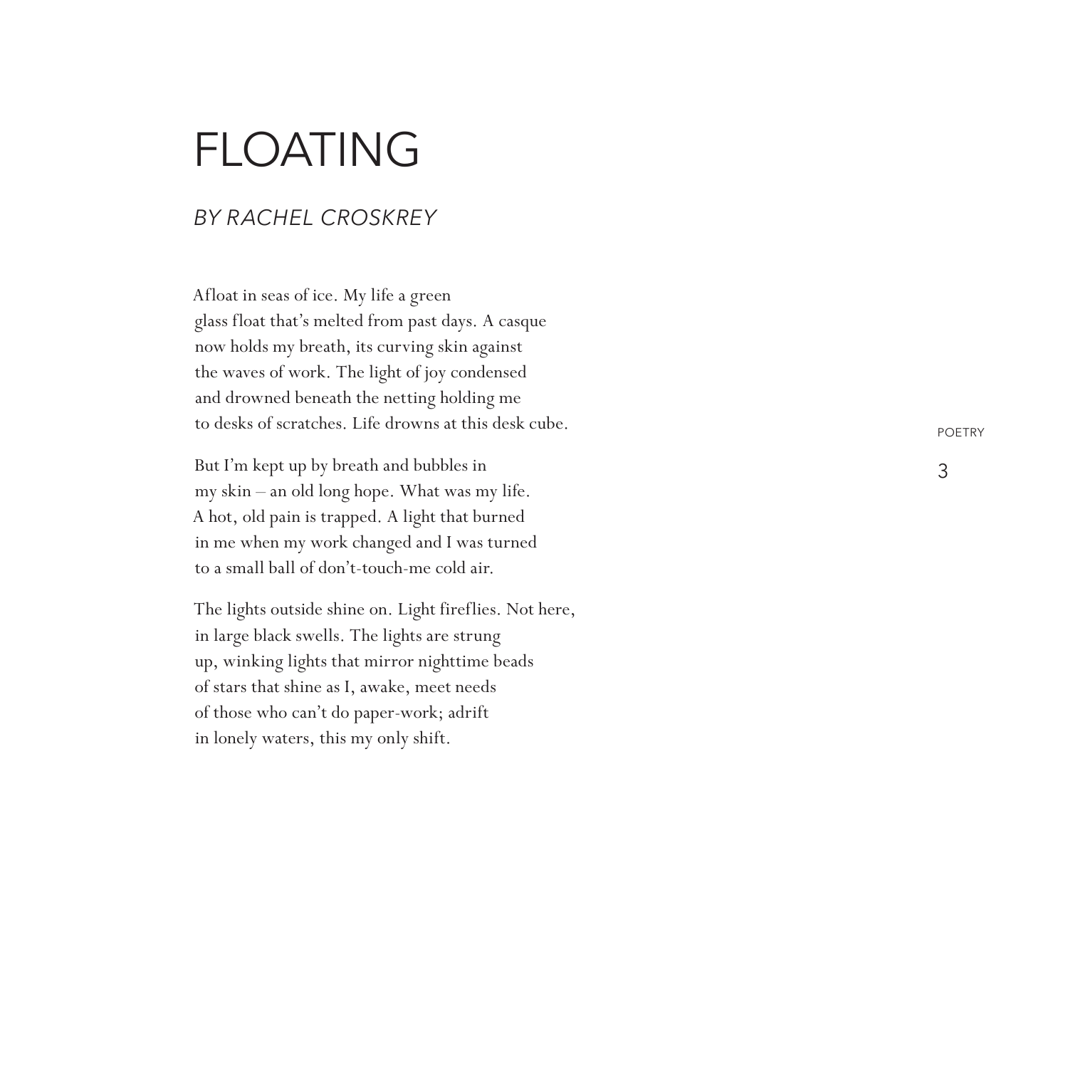# FLOATING

*BY RACHEL CROSKREY*

Afloat in seas of ice. My life a green  
glass float that's melted from past days. A casque  
now holds my breath, its curving skin against  
the waves of work. The light of joy condensed  
and drowned beneath the netting holding me  
to desks of scratches. Life drowns at this desk cube.

But I'm kept up by breath and bubbles in  
my skin – an old long hope. What was my life.  
A hot, old pain is trapped. A light that burned  
in me when my work changed and I was turned  
to a small ball of don't-touch-me cold air.

The lights outside shine on. Light fireflies. Not here,  
in large black swells. The lights are strung  
up, winking lights that mirror nighttime beads  
of stars that shine as I, awake, meet needs  
of those who can't do paper-work; adrift  
in lonely waters, this my only shift.